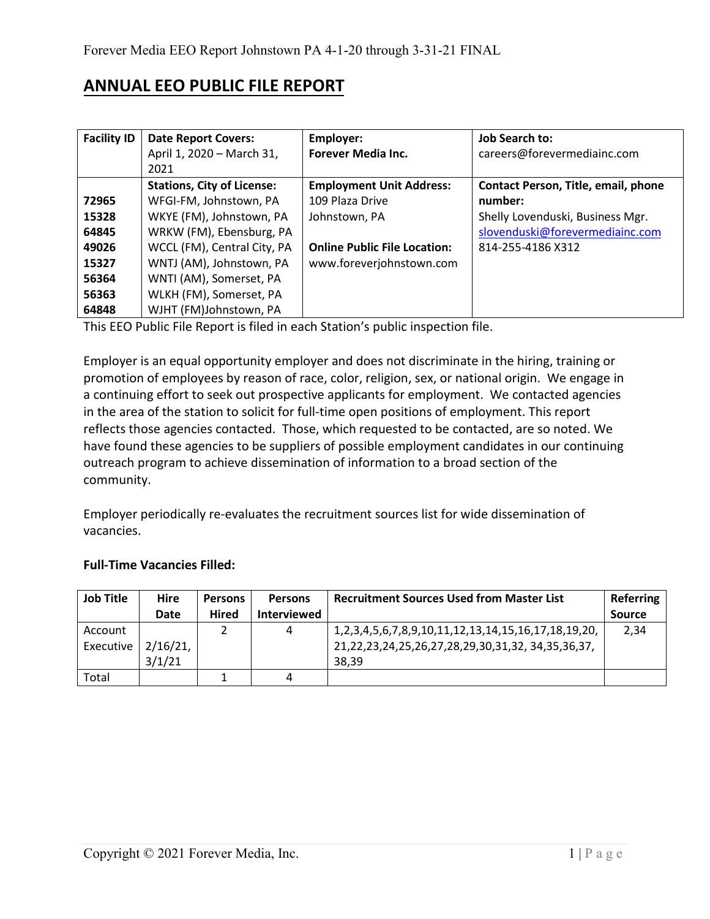# ANNUAL EEO PUBLIC FILE REPORT

| Facility ID | Date Report Covers: April 1, 2020 – March 31, 2021 | Employer: **Forever Media Inc.** | Job Search to: careers@forevermediainc.com |
|---|---|---|---|
| | **Stations, City of License:** | **Employment Unit Address:** | **Contact Person, Title, email, phone number:** |
| 72965 | WFGI-FM, Johnstown, PA | 109 Plaza Drive | Shelly Lovenduski, Business Mgr. |
| 15328 | WKYE (FM), Johnstown, PA | Johnstown, PA | slovenduski@forevermediainc.com |
| 64845 | WRKW (FM), Ebensburg, PA | | 814-255-4186 X312 |
| 49026 | WCCL (FM), Central City, PA | **Online Public File Location:** | |
| 15327 | WNTJ (AM), Johnstown, PA | www.foreverjohnstown.com | |
| 56364 | WNTI (AM), Somerset, PA | | |
| 56363 | WLKH (FM), Somerset, PA | | |
| 64848 | WJHT (FM)Johnstown, PA | | |

This EEO Public File Report is filed in each Station's public inspection file.

Employer is an equal opportunity employer and does not discriminate in the hiring, training or promotion of employees by reason of race, color, religion, sex, or national origin. We engage in a continuing effort to seek out prospective applicants for employment. We contacted agencies in the area of the station to solicit for full-time open positions of employment. This report reflects those agencies contacted. Those, which requested to be contacted, are so noted. We have found these agencies to be suppliers of possible employment candidates in our continuing outreach program to achieve dissemination of information to a broad section of the community.

Employer periodically re-evaluates the recruitment sources list for wide dissemination of vacancies.

**Full-Time Vacancies Filled:**

| Job Title | Hire Date | Persons Hired | Persons Interviewed | Recruitment Sources Used from Master List | Referring Source |
|---|---|---|---|---|---|
| Account Executive | 2/16/21, 3/1/21 | 2 | 4 | 1,2,3,4,5,6,7,8,9,10,11,12,13,14,15,16,17,18,19,20, 21,22,23,24,25,26,27,28,29,30,31,32, 34,35,36,37, 38,39 | 2,34 |
| Total | | 1 | 4 | | |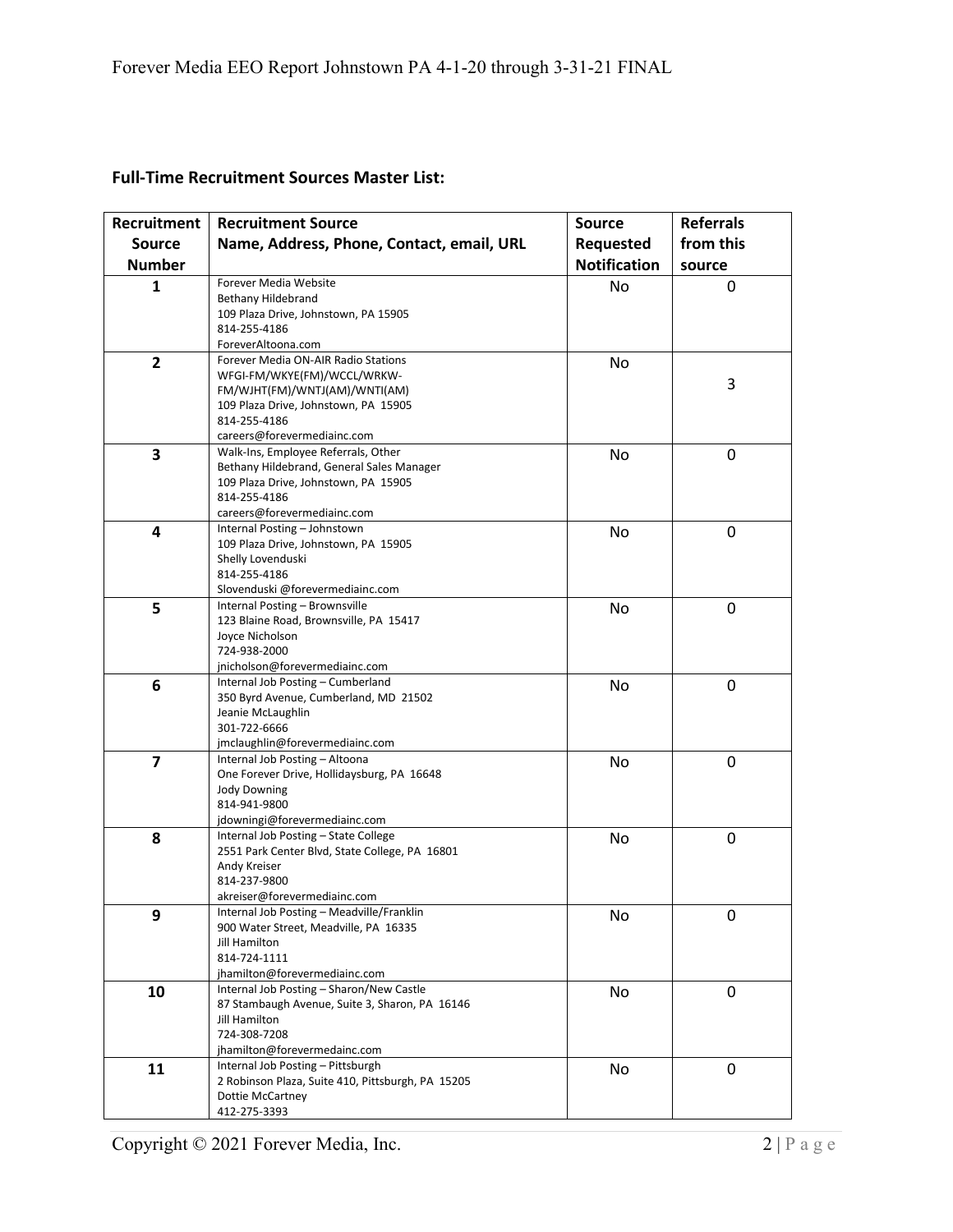**Full-Time Recruitment Sources Master List:**

| Recruitment Source Number | Recruitment Source Name, Address, Phone, Contact, email, URL | Source Requested Notification | Referrals from this source |
|---|---|---|---|
| 1 | Forever Media Website<br>Bethany Hildebrand<br>109 Plaza Drive, Johnstown, PA 15905<br>814-255-4186<br>ForeverAltoona.com | No | 0 |
| 2 | Forever Media ON-AIR Radio Stations<br>WFGI-FM/WKYE(FM)/WCCL/WRKW-FM/WJHT(FM)/WNTJ(AM)/WNTI(AM)<br>109 Plaza Drive, Johnstown, PA 15905<br>814-255-4186<br>careers@forevermediainc.com | No | 3 |
| 3 | Walk-Ins, Employee Referrals, Other<br>Bethany Hildebrand, General Sales Manager<br>109 Plaza Drive, Johnstown, PA 15905<br>814-255-4186<br>careers@forevermediainc.com | No | 0 |
| 4 | Internal Posting – Johnstown<br>109 Plaza Drive, Johnstown, PA 15905<br>Shelly Lovenduski<br>814-255-4186<br>Slovenduski @forevermediainc.com | No | 0 |
| 5 | Internal Posting – Brownsville<br>123 Blaine Road, Brownsville, PA 15417<br>Joyce Nicholson<br>724-938-2000<br>jnicholson@forevermediainc.com | No | 0 |
| 6 | Internal Job Posting – Cumberland<br>350 Byrd Avenue, Cumberland, MD 21502<br>Jeanie McLaughlin<br>301-722-6666<br>jmclaughlin@forevermediainc.com | No | 0 |
| 7 | Internal Job Posting – Altoona<br>One Forever Drive, Hollidaysburg, PA 16648<br>Jody Downing<br>814-941-9800<br>jdowningi@forevermediainc.com | No | 0 |
| 8 | Internal Job Posting – State College<br>2551 Park Center Blvd, State College, PA 16801<br>Andy Kreiser<br>814-237-9800<br>akreiser@forevermediainc.com | No | 0 |
| 9 | Internal Job Posting – Meadville/Franklin<br>900 Water Street, Meadville, PA 16335<br>Jill Hamilton<br>814-724-1111<br>jhamilton@forevermediainc.com | No | 0 |
| 10 | Internal Job Posting – Sharon/New Castle<br>87 Stambaugh Avenue, Suite 3, Sharon, PA 16146<br>Jill Hamilton<br>724-308-7208<br>jhamilton@forevermedainc.com | No | 0 |
| 11 | Internal Job Posting – Pittsburgh<br>2 Robinson Plaza, Suite 410, Pittsburgh, PA 15205<br>Dottie McCartney<br>412-275-3393 | No | 0 |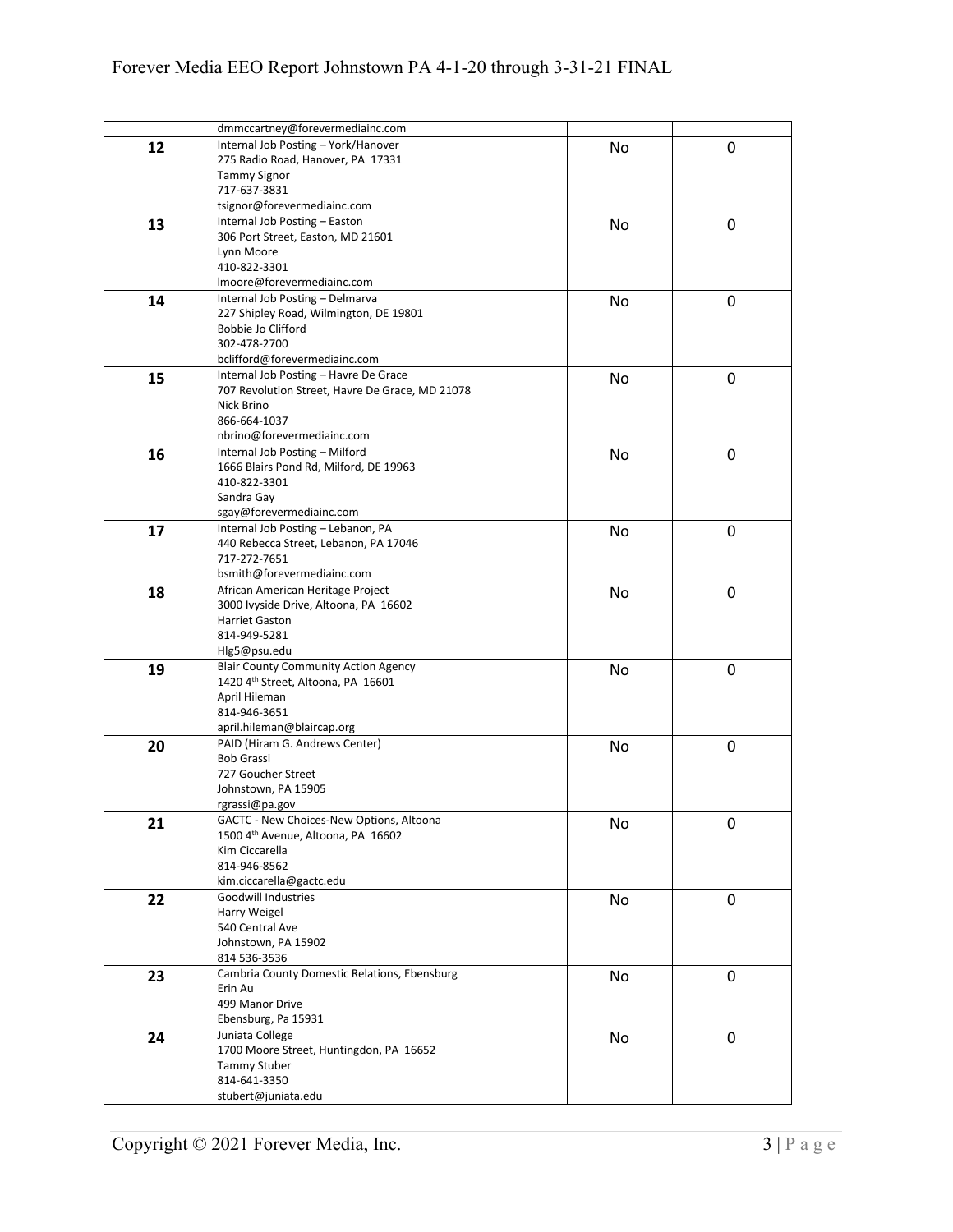| | | | |
|---|---|---|---|
| | dmmccartney@forevermediainc.com | | |
| 12 | Internal Job Posting – York/Hanover<br>275 Radio Road, Hanover, PA 17331<br>Tammy Signor<br>717-637-3831<br>tsignor@forevermediainc.com | No | 0 |
| 13 | Internal Job Posting – Easton<br>306 Port Street, Easton, MD 21601<br>Lynn Moore<br>410-822-3301<br>lmoore@forevermediainc.com | No | 0 |
| 14 | Internal Job Posting – Delmarva<br>227 Shipley Road, Wilmington, DE 19801<br>Bobbie Jo Clifford<br>302-478-2700<br>bclifford@forevermediainc.com | No | 0 |
| 15 | Internal Job Posting – Havre De Grace<br>707 Revolution Street, Havre De Grace, MD 21078<br>Nick Brino<br>866-664-1037<br>nbrino@forevermediainc.com | No | 0 |
| 16 | Internal Job Posting – Milford<br>1666 Blairs Pond Rd, Milford, DE 19963<br>410-822-3301<br>Sandra Gay<br>sgay@forevermediainc.com | No | 0 |
| 17 | Internal Job Posting – Lebanon, PA<br>440 Rebecca Street, Lebanon, PA 17046<br>717-272-7651<br>bsmith@forevermediainc.com | No | 0 |
| 18 | African American Heritage Project<br>3000 Ivyside Drive, Altoona, PA 16602<br>Harriet Gaston<br>814-949-5281<br>Hlg5@psu.edu | No | 0 |
| 19 | Blair County Community Action Agency<br>1420 4th Street, Altoona, PA 16601<br>April Hileman<br>814-946-3651<br>april.hileman@blaircap.org | No | 0 |
| 20 | PAID (Hiram G. Andrews Center)<br>Bob Grassi<br>727 Goucher Street<br>Johnstown, PA 15905<br>rgrassi@pa.gov | No | 0 |
| 21 | GACTC - New Choices-New Options, Altoona<br>1500 4th Avenue, Altoona, PA 16602<br>Kim Ciccarella<br>814-946-8562<br>kim.ciccarella@gactc.edu | No | 0 |
| 22 | Goodwill Industries<br>Harry Weigel<br>540 Central Ave<br>Johnstown, PA 15902<br>814 536-3536 | No | 0 |
| 23 | Cambria County Domestic Relations, Ebensburg<br>Erin Au<br>499 Manor Drive<br>Ebensburg, Pa 15931 | No | 0 |
| 24 | Juniata College<br>1700 Moore Street, Huntingdon, PA 16652<br>Tammy Stuber<br>814-641-3350<br>stubert@juniata.edu | No | 0 |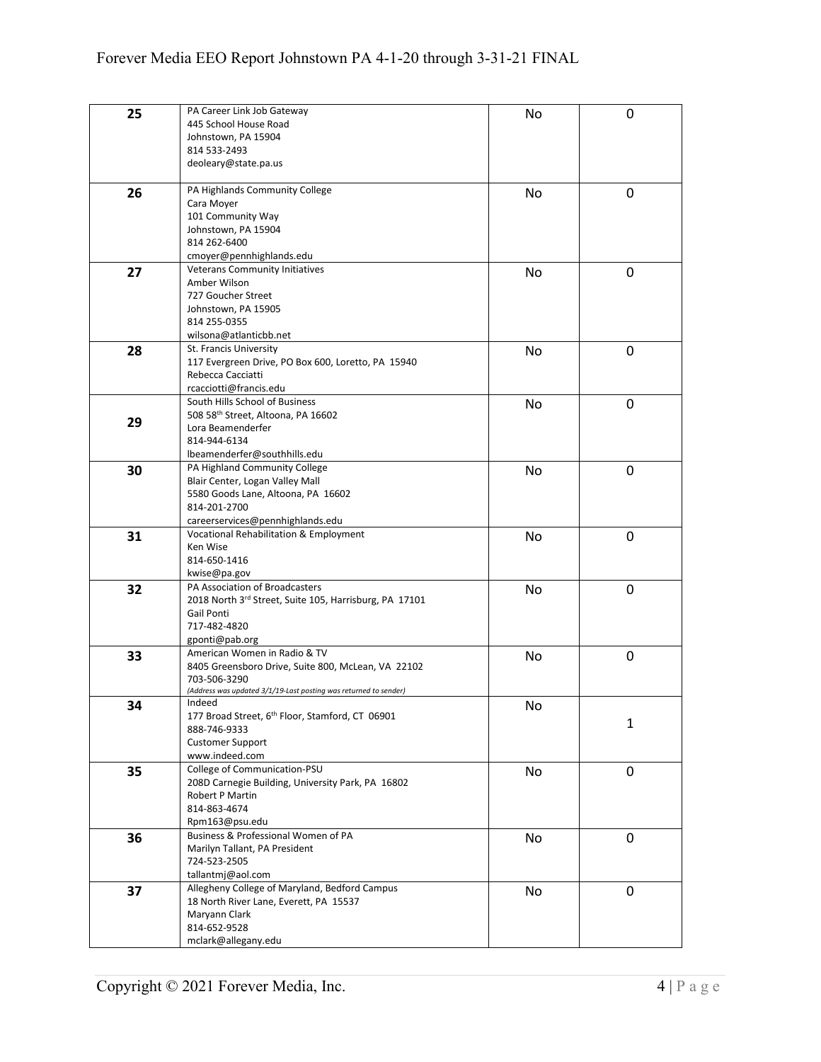| | | | |
|---|---|---|---|
| 25 | PA Career Link Job Gateway<br>445 School House Road<br>Johnstown, PA 15904<br>814 533-2493<br>deoleary@state.pa.us | No | 0 |
| 26 | PA Highlands Community College<br>Cara Moyer<br>101 Community Way<br>Johnstown, PA 15904<br>814 262-6400<br>cmoyer@pennhighlands.edu | No | 0 |
| 27 | Veterans Community Initiatives<br>Amber Wilson<br>727 Goucher Street<br>Johnstown, PA 15905<br>814 255-0355<br>wilsona@atlanticbb.net | No | 0 |
| 28 | St. Francis University<br>117 Evergreen Drive, PO Box 600, Loretto, PA 15940<br>Rebecca Cacciatti<br>rcacciotti@francis.edu | No | 0 |
| 29 | South Hills School of Business<br>508 58th Street, Altoona, PA 16602<br>Lora Beamenderfer<br>814-944-6134<br>lbeamenderfer@southhills.edu | No | 0 |
| 30 | PA Highland Community College<br>Blair Center, Logan Valley Mall<br>5580 Goods Lane, Altoona, PA 16602<br>814-201-2700<br>careerservices@pennhighlands.edu | No | 0 |
| 31 | Vocational Rehabilitation & Employment<br>Ken Wise<br>814-650-1416<br>kwise@pa.gov | No | 0 |
| 32 | PA Association of Broadcasters<br>2018 North 3rd Street, Suite 105, Harrisburg, PA 17101<br>Gail Ponti<br>717-482-4820<br>gponti@pab.org | No | 0 |
| 33 | American Women in Radio & TV<br>8405 Greensboro Drive, Suite 800, McLean, VA 22102<br>703-506-3290<br>*(Address was updated 3/1/19-Last posting was returned to sender)* | No | 0 |
| 34 | Indeed<br>177 Broad Street, 6th Floor, Stamford, CT 06901<br>888-746-9333<br>Customer Support<br>www.indeed.com | No | 1 |
| 35 | College of Communication-PSU<br>208D Carnegie Building, University Park, PA 16802<br>Robert P Martin<br>814-863-4674<br>Rpm163@psu.edu | No | 0 |
| 36 | Business & Professional Women of PA<br>Marilyn Tallant, PA President<br>724-523-2505<br>tallantmj@aol.com | No | 0 |
| 37 | Allegheny College of Maryland, Bedford Campus<br>18 North River Lane, Everett, PA 15537<br>Maryann Clark<br>814-652-9528<br>mclark@allegany.edu | No | 0 |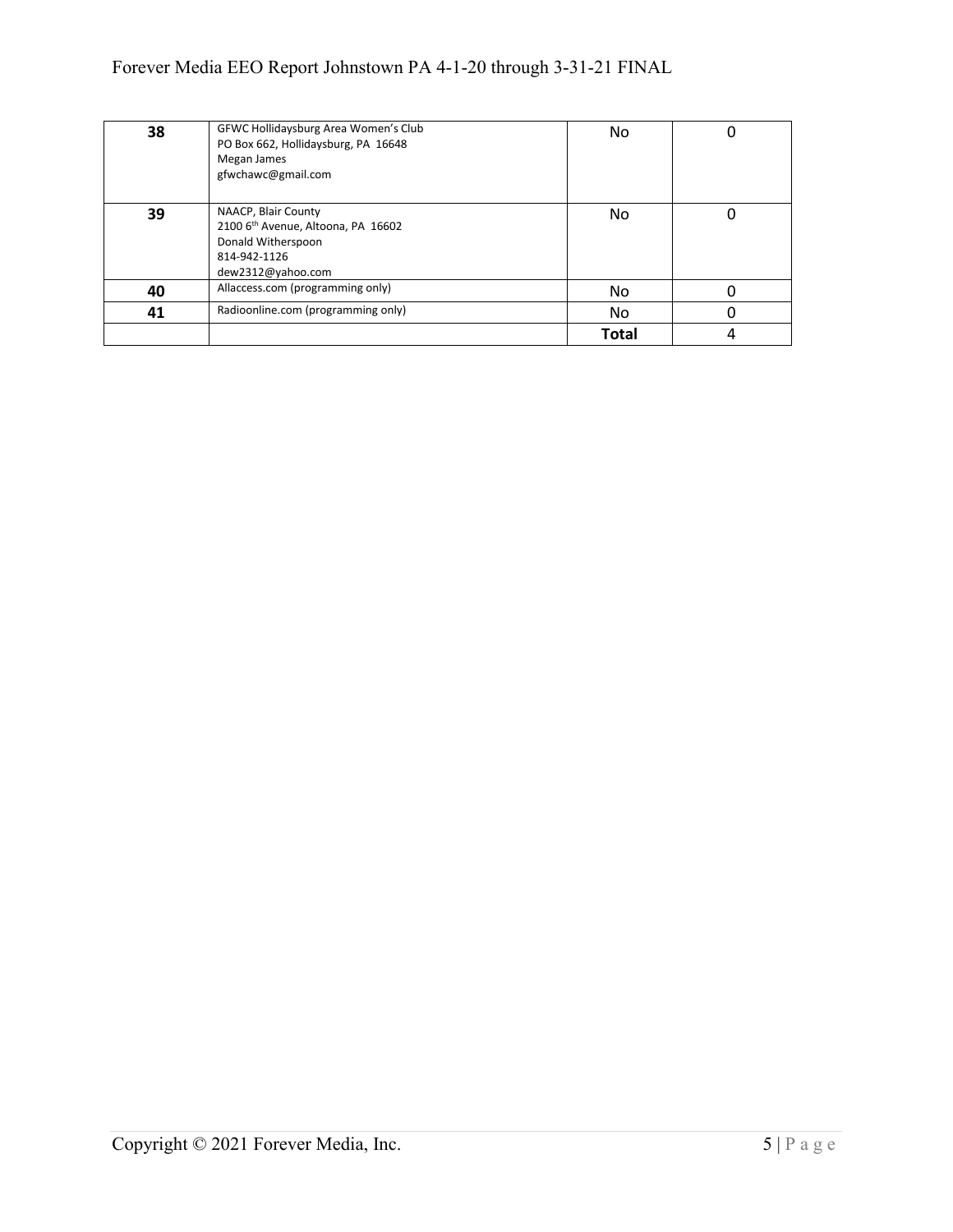| | | | |
|---|---|---|---|
| **38** | GFWC Hollidaysburg Area Women's Club<br>PO Box 662, Hollidaysburg, PA 16648<br>Megan James<br>gfwchawc@gmail.com | No | 0 |
| **39** | NAACP, Blair County<br>2100 6th Avenue, Altoona, PA 16602<br>Donald Witherspoon<br>814-942-1126<br>dew2312@yahoo.com | No | 0 |
| **40** | Allaccess.com (programming only) | No | 0 |
| **41** | Radioonline.com (programming only) | No | 0 |
| | | **Total** | 4 |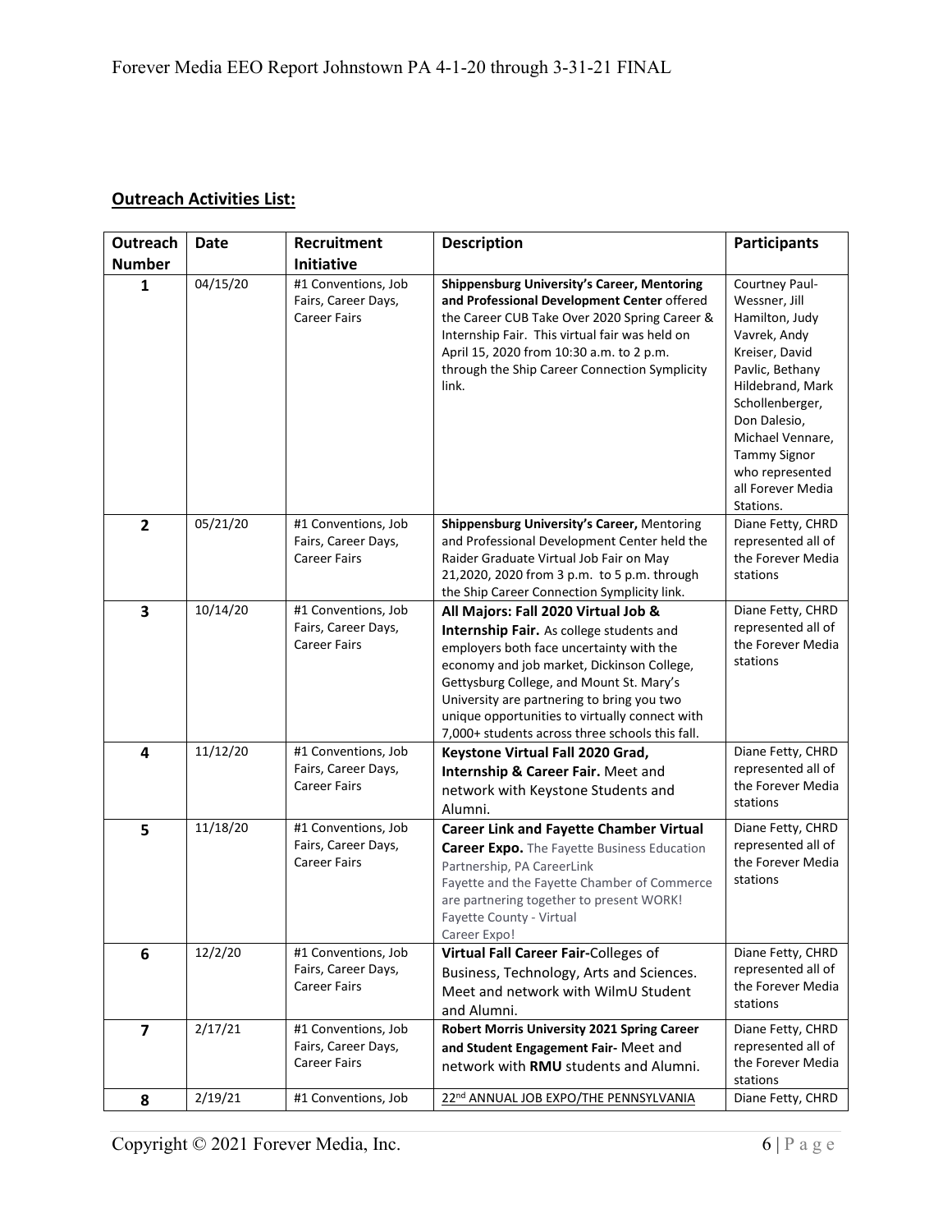## Outreach Activities List:

| Outreach Number | Date | Recruitment Initiative | Description | Participants |
|---|---|---|---|---|
| 1 | 04/15/20 | #1 Conventions, Job Fairs, Career Days, Career Fairs | **Shippensburg University's Career, Mentoring and Professional Development Center** offered the Career CUB Take Over 2020 Spring Career & Internship Fair. This virtual fair was held on April 15, 2020 from 10:30 a.m. to 2 p.m. through the Ship Career Connection Symplicity link. | Courtney Paul-Wessner, Jill Hamilton, Judy Vavrek, Andy Kreiser, David Pavlic, Bethany Hildebrand, Mark Schollenberger, Don Dalesio, Michael Vennare, Tammy Signor who represented all Forever Media Stations. |
| 2 | 05/21/20 | #1 Conventions, Job Fairs, Career Days, Career Fairs | **Shippensburg University's Career,** Mentoring and Professional Development Center held the Raider Graduate Virtual Job Fair on May 21,2020, 2020 from 3 p.m. to 5 p.m. through the Ship Career Connection Symplicity link. | Diane Fetty, CHRD represented all of the Forever Media stations |
| 3 | 10/14/20 | #1 Conventions, Job Fairs, Career Days, Career Fairs | **All Majors: Fall 2020 Virtual Job & Internship Fair.** As college students and employers both face uncertainty with the economy and job market, Dickinson College, Gettysburg College, and Mount St. Mary's University are partnering to bring you two unique opportunities to virtually connect with 7,000+ students across three schools this fall. | Diane Fetty, CHRD represented all of the Forever Media stations |
| 4 | 11/12/20 | #1 Conventions, Job Fairs, Career Days, Career Fairs | **Keystone Virtual Fall 2020 Grad, Internship & Career Fair.** Meet and network with Keystone Students and Alumni. | Diane Fetty, CHRD represented all of the Forever Media stations |
| 5 | 11/18/20 | #1 Conventions, Job Fairs, Career Days, Career Fairs | **Career Link and Fayette Chamber Virtual Career Expo.** The Fayette Business Education Partnership, PA CareerLink Fayette and the Fayette Chamber of Commerce are partnering together to present WORK! Fayette County - Virtual Career Expo! | Diane Fetty, CHRD represented all of the Forever Media stations |
| 6 | 12/2/20 | #1 Conventions, Job Fairs, Career Days, Career Fairs | **Virtual Fall Career Fair-**Colleges of Business, Technology, Arts and Sciences. Meet and network with WilmU Student and Alumni. | Diane Fetty, CHRD represented all of the Forever Media stations |
| 7 | 2/17/21 | #1 Conventions, Job Fairs, Career Days, Career Fairs | **Robert Morris University 2021 Spring Career and Student Engagement Fair-** Meet and network with **RMU** students and Alumni. | Diane Fetty, CHRD represented all of the Forever Media stations |
| 8 | 2/19/21 | #1 Conventions, Job | 22nd ANNUAL JOB EXPO/THE PENNSYLVANIA | Diane Fetty, CHRD |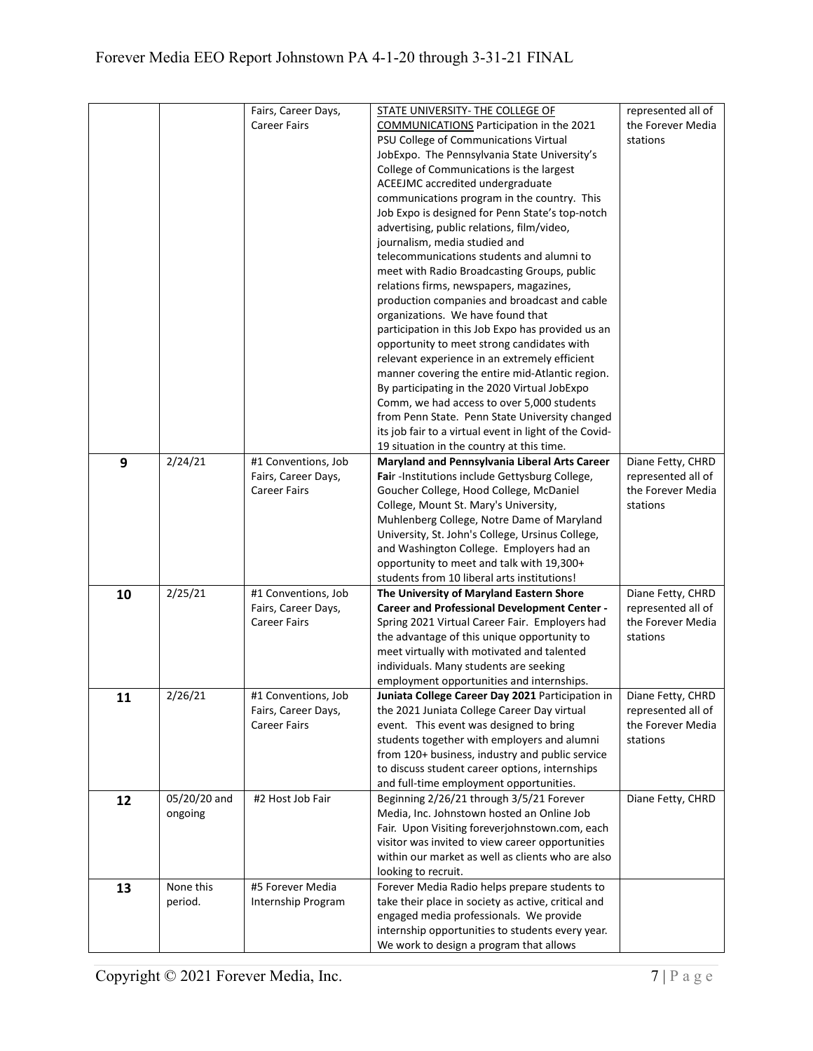| | | | | |
|---|---|---|---|---|
| | | Fairs, Career Days, Career Fairs | STATE UNIVERSITY- THE COLLEGE OF COMMUNICATIONS Participation in the 2021 PSU College of Communications Virtual JobExpo. The Pennsylvania State University's College of Communications is the largest ACEEJMC accredited undergraduate communications program in the country. This Job Expo is designed for Penn State's top-notch advertising, public relations, film/video, journalism, media studied and telecommunications students and alumni to meet with Radio Broadcasting Groups, public relations firms, newspapers, magazines, production companies and broadcast and cable organizations. We have found that participation in this Job Expo has provided us an opportunity to meet strong candidates with relevant experience in an extremely efficient manner covering the entire mid-Atlantic region. By participating in the 2020 Virtual JobExpo Comm, we had access to over 5,000 students from Penn State. Penn State University changed its job fair to a virtual event in light of the Covid-19 situation in the country at this time. | represented all of the Forever Media stations |
| **9** | 2/24/21 | #1 Conventions, Job Fairs, Career Days, Career Fairs | **Maryland and Pennsylvania Liberal Arts Career Fair** -Institutions include Gettysburg College, Goucher College, Hood College, McDaniel College, Mount St. Mary's University, Muhlenberg College, Notre Dame of Maryland University, St. John's College, Ursinus College, and Washington College. Employers had an opportunity to meet and talk with 19,300+ students from 10 liberal arts institutions! | Diane Fetty, CHRD represented all of the Forever Media stations |
| **10** | 2/25/21 | #1 Conventions, Job Fairs, Career Days, Career Fairs | **The University of Maryland Eastern Shore Career and Professional Development Center -** Spring 2021 Virtual Career Fair. Employers had the advantage of this unique opportunity to meet virtually with motivated and talented individuals. Many students are seeking employment opportunities and internships. | Diane Fetty, CHRD represented all of the Forever Media stations |
| **11** | 2/26/21 | #1 Conventions, Job Fairs, Career Days, Career Fairs | **Juniata College Career Day 2021** Participation in the 2021 Juniata College Career Day virtual event. This event was designed to bring students together with employers and alumni from 120+ business, industry and public service to discuss student career options, internships and full-time employment opportunities. | Diane Fetty, CHRD represented all of the Forever Media stations |
| **12** | 05/20/20 and ongoing | #2 Host Job Fair | Beginning 2/26/21 through 3/5/21 Forever Media, Inc. Johnstown hosted an Online Job Fair. Upon Visiting foreverjohnstown.com, each visitor was invited to view career opportunities within our market as well as clients who are also looking to recruit. | Diane Fetty, CHRD |
| **13** | None this period. | #5 Forever Media Internship Program | Forever Media Radio helps prepare students to take their place in society as active, critical and engaged media professionals. We provide internship opportunities to students every year. We work to design a program that allows | |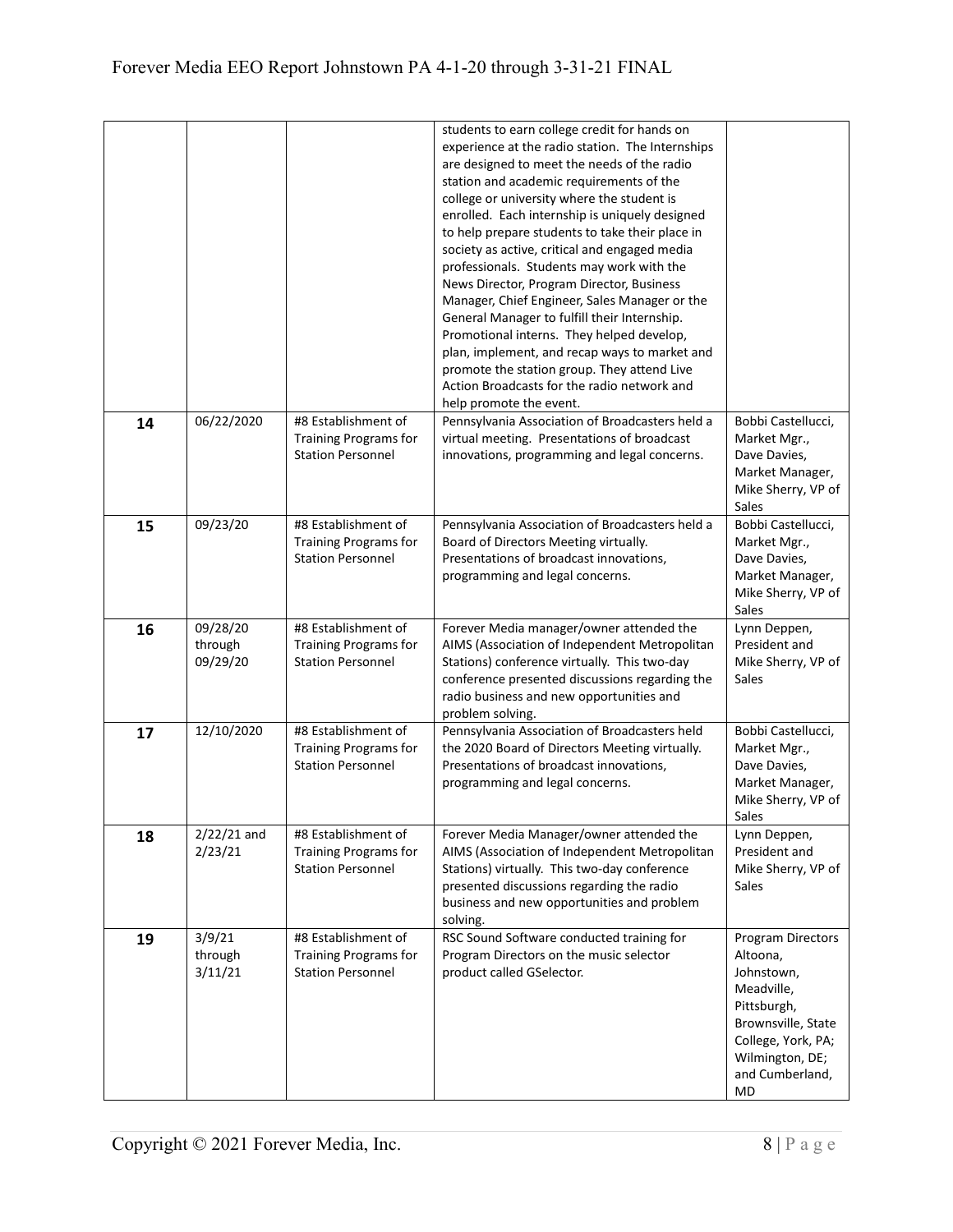| | | | | |
|---|---|---|---|---|
| | | | students to earn college credit for hands on experience at the radio station. The Internships are designed to meet the needs of the radio station and academic requirements of the college or university where the student is enrolled. Each internship is uniquely designed to help prepare students to take their place in society as active, critical and engaged media professionals. Students may work with the News Director, Program Director, Business Manager, Chief Engineer, Sales Manager or the General Manager to fulfill their Internship. Promotional interns. They helped develop, plan, implement, and recap ways to market and promote the station group. They attend Live Action Broadcasts for the radio network and help promote the event. | |
| **14** | 06/22/2020 | #8 Establishment of Training Programs for Station Personnel | Pennsylvania Association of Broadcasters held a virtual meeting. Presentations of broadcast innovations, programming and legal concerns. | Bobbi Castellucci, Market Mgr., Dave Davies, Market Manager, Mike Sherry, VP of Sales |
| **15** | 09/23/20 | #8 Establishment of Training Programs for Station Personnel | Pennsylvania Association of Broadcasters held a Board of Directors Meeting virtually. Presentations of broadcast innovations, programming and legal concerns. | Bobbi Castellucci, Market Mgr., Dave Davies, Market Manager, Mike Sherry, VP of Sales |
| **16** | 09/28/20 through 09/29/20 | #8 Establishment of Training Programs for Station Personnel | Forever Media manager/owner attended the AIMS (Association of Independent Metropolitan Stations) conference virtually. This two-day conference presented discussions regarding the radio business and new opportunities and problem solving. | Lynn Deppen, President and Mike Sherry, VP of Sales |
| **17** | 12/10/2020 | #8 Establishment of Training Programs for Station Personnel | Pennsylvania Association of Broadcasters held the 2020 Board of Directors Meeting virtually. Presentations of broadcast innovations, programming and legal concerns. | Bobbi Castellucci, Market Mgr., Dave Davies, Market Manager, Mike Sherry, VP of Sales |
| **18** | 2/22/21 and 2/23/21 | #8 Establishment of Training Programs for Station Personnel | Forever Media Manager/owner attended the AIMS (Association of Independent Metropolitan Stations) virtually. This two-day conference presented discussions regarding the radio business and new opportunities and problem solving. | Lynn Deppen, President and Mike Sherry, VP of Sales |
| **19** | 3/9/21 through 3/11/21 | #8 Establishment of Training Programs for Station Personnel | RSC Sound Software conducted training for Program Directors on the music selector product called GSelector. | Program Directors Altoona, Johnstown, Meadville, Pittsburgh, Brownsville, State College, York, PA; Wilmington, DE; and Cumberland, MD |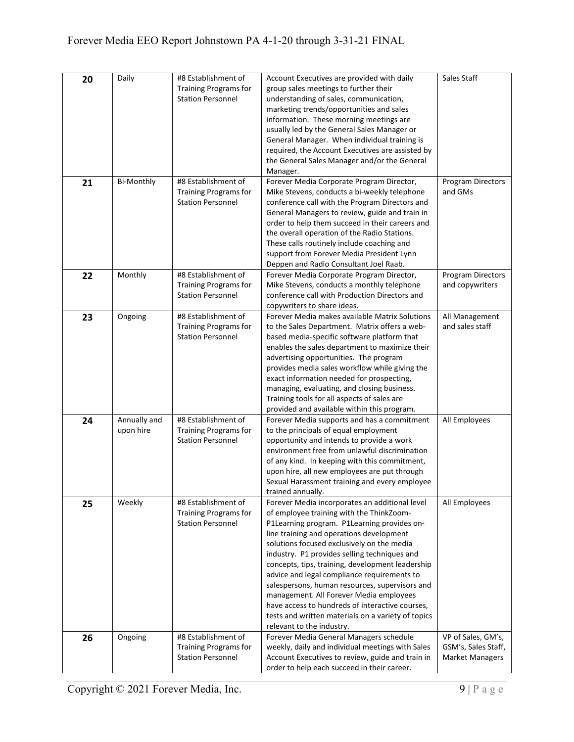| | | | | |
|---|---|---|---|---|
| **20** | Daily | #8 Establishment of Training Programs for Station Personnel | Account Executives are provided with daily group sales meetings to further their understanding of sales, communication, marketing trends/opportunities and sales information. These morning meetings are usually led by the General Sales Manager or General Manager. When individual training is required, the Account Executives are assisted by the General Sales Manager and/or the General Manager. | Sales Staff |
| **21** | Bi-Monthly | #8 Establishment of Training Programs for Station Personnel | Forever Media Corporate Program Director, Mike Stevens, conducts a bi-weekly telephone conference call with the Program Directors and General Managers to review, guide and train in order to help them succeed in their careers and the overall operation of the Radio Stations. These calls routinely include coaching and support from Forever Media President Lynn Deppen and Radio Consultant Joel Raab. | Program Directors and GMs |
| **22** | Monthly | #8 Establishment of Training Programs for Station Personnel | Forever Media Corporate Program Director, Mike Stevens, conducts a monthly telephone conference call with Production Directors and copywriters to share ideas. | Program Directors and copywriters |
| **23** | Ongoing | #8 Establishment of Training Programs for Station Personnel | Forever Media makes available Matrix Solutions to the Sales Department. Matrix offers a web-based media-specific software platform that enables the sales department to maximize their advertising opportunities. The program provides media sales workflow while giving the exact information needed for prospecting, managing, evaluating, and closing business. Training tools for all aspects of sales are provided and available within this program. | All Management and sales staff |
| **24** | Annually and upon hire | #8 Establishment of Training Programs for Station Personnel | Forever Media supports and has a commitment to the principals of equal employment opportunity and intends to provide a work environment free from unlawful discrimination of any kind. In keeping with this commitment, upon hire, all new employees are put through Sexual Harassment training and every employee trained annually. | All Employees |
| **25** | Weekly | #8 Establishment of Training Programs for Station Personnel | Forever Media incorporates an additional level of employee training with the ThinkZoom-P1Learning program. P1Learning provides on-line training and operations development solutions focused exclusively on the media industry. P1 provides selling techniques and concepts, tips, training, development leadership advice and legal compliance requirements to salespersons, human resources, supervisors and management. All Forever Media employees have access to hundreds of interactive courses, tests and written materials on a variety of topics relevant to the industry. | All Employees |
| **26** | Ongoing | #8 Establishment of Training Programs for Station Personnel | Forever Media General Managers schedule weekly, daily and individual meetings with Sales Account Executives to review, guide and train in order to help each succeed in their career. | VP of Sales, GM's, GSM's, Sales Staff, Market Managers |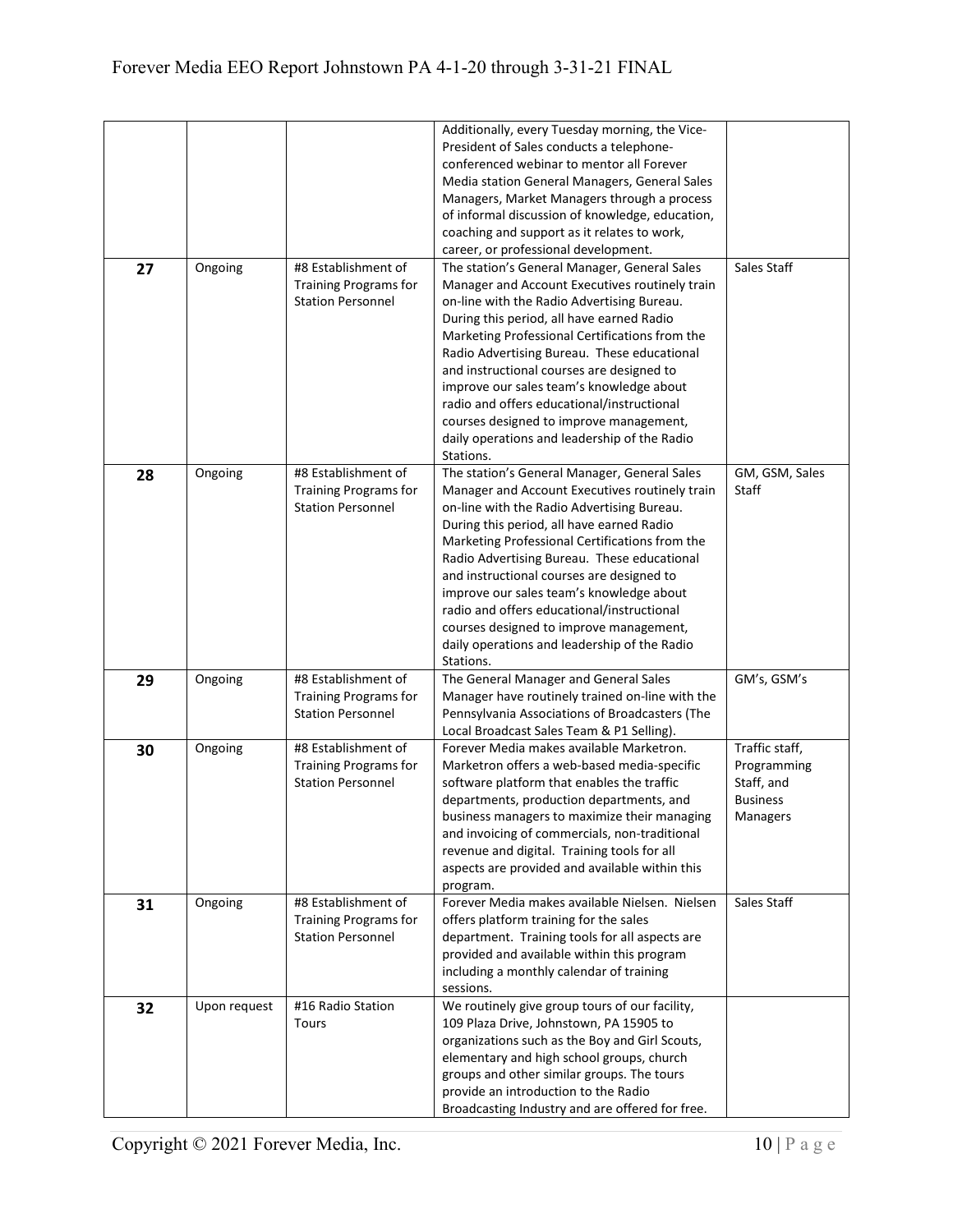| | | | | |
|---|---|---|---|---|
| | | | Additionally, every Tuesday morning, the Vice-President of Sales conducts a telephone-conferenced webinar to mentor all Forever Media station General Managers, General Sales Managers, Market Managers through a process of informal discussion of knowledge, education, coaching and support as it relates to work, career, or professional development. | |
| **27** | Ongoing | #8 Establishment of Training Programs for Station Personnel | The station's General Manager, General Sales Manager and Account Executives routinely train on-line with the Radio Advertising Bureau. During this period, all have earned Radio Marketing Professional Certifications from the Radio Advertising Bureau. These educational and instructional courses are designed to improve our sales team's knowledge about radio and offers educational/instructional courses designed to improve management, daily operations and leadership of the Radio Stations. | Sales Staff |
| **28** | Ongoing | #8 Establishment of Training Programs for Station Personnel | The station's General Manager, General Sales Manager and Account Executives routinely train on-line with the Radio Advertising Bureau. During this period, all have earned Radio Marketing Professional Certifications from the Radio Advertising Bureau. These educational and instructional courses are designed to improve our sales team's knowledge about radio and offers educational/instructional courses designed to improve management, daily operations and leadership of the Radio Stations. | GM, GSM, Sales Staff |
| **29** | Ongoing | #8 Establishment of Training Programs for Station Personnel | The General Manager and General Sales Manager have routinely trained on-line with the Pennsylvania Associations of Broadcasters (The Local Broadcast Sales Team & P1 Selling). | GM's, GSM's |
| **30** | Ongoing | #8 Establishment of Training Programs for Station Personnel | Forever Media makes available Marketron. Marketron offers a web-based media-specific software platform that enables the traffic departments, production departments, and business managers to maximize their managing and invoicing of commercials, non-traditional revenue and digital. Training tools for all aspects are provided and available within this program. | Traffic staff, Programming Staff, and Business Managers |
| **31** | Ongoing | #8 Establishment of Training Programs for Station Personnel | Forever Media makes available Nielsen. Nielsen offers platform training for the sales department. Training tools for all aspects are provided and available within this program including a monthly calendar of training sessions. | Sales Staff |
| **32** | Upon request | #16 Radio Station Tours | We routinely give group tours of our facility, 109 Plaza Drive, Johnstown, PA 15905 to organizations such as the Boy and Girl Scouts, elementary and high school groups, church groups and other similar groups. The tours provide an introduction to the Radio Broadcasting Industry and are offered for free. | |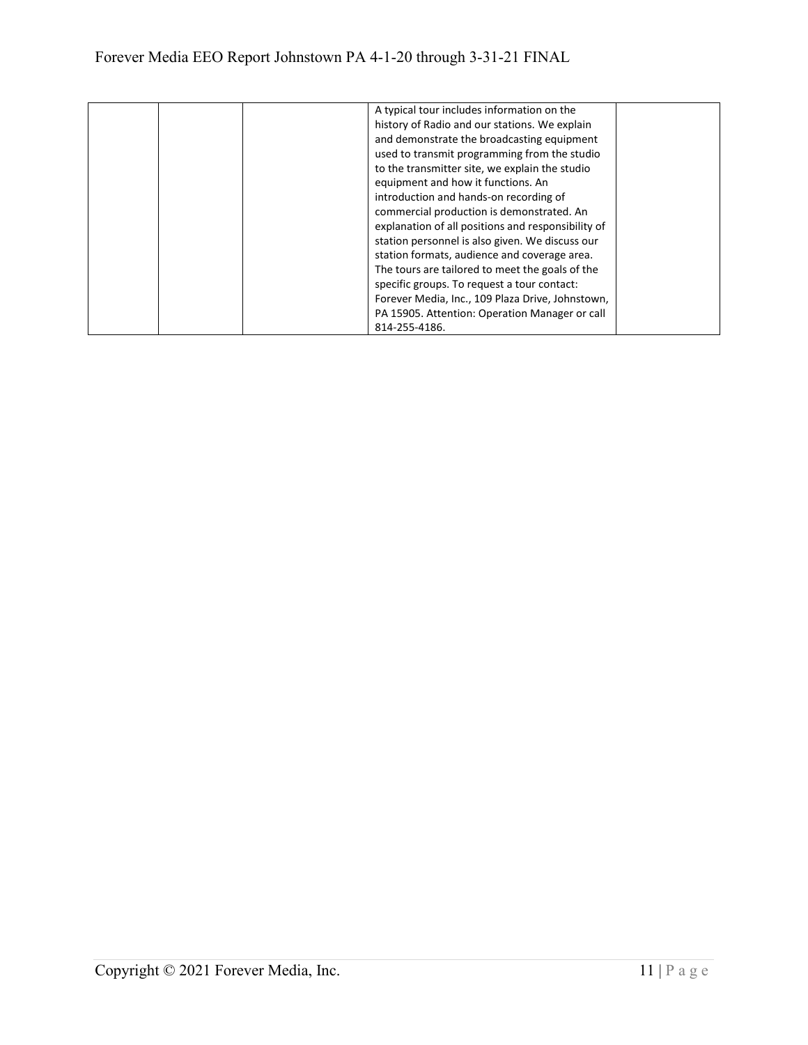| | | | | |
|---|---|---|---|---|
| | | | A typical tour includes information on the history of Radio and our stations. We explain and demonstrate the broadcasting equipment used to transmit programming from the studio to the transmitter site, we explain the studio equipment and how it functions. An introduction and hands-on recording of commercial production is demonstrated. An explanation of all positions and responsibility of station personnel is also given. We discuss our station formats, audience and coverage area. The tours are tailored to meet the goals of the specific groups. To request a tour contact: Forever Media, Inc., 109 Plaza Drive, Johnstown, PA 15905. Attention: Operation Manager or call 814-255-4186. | |